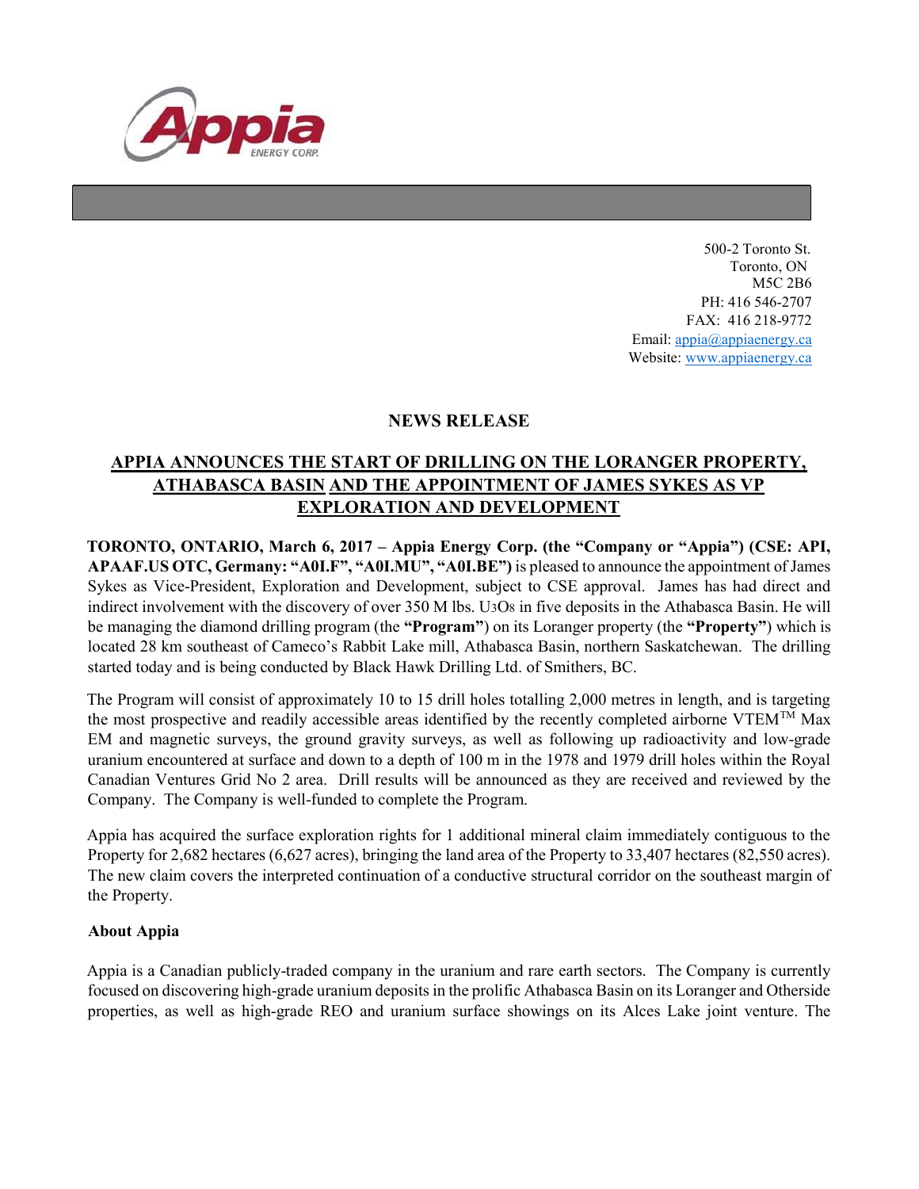500-2 Toronto St.
Toronto, ON
M5C 2B6
PH: 416 546-2707
FAX: 416 218-9772
Email: appia@appiaenergy.ca
Website: www.appiaenergy.ca

## NEWS RELEASE

## APPIA ANNOUNCES THE START OF DRILLING ON THE LORANGER PROPERTY, ATHABASCA BASIN AND THE APPOINTMENT OF JAMES SYKES AS VP EXPLORATION AND DEVELOPMENT

**TORONTO, ONTARIO, March 6, 2017 – Appia Energy Corp. (the "Company or "Appia") (CSE: API, APAAF.US OTC, Germany: "A0I.F", "A0I.MU", "A0I.BE")** is pleased to announce the appointment of James Sykes as Vice-President, Exploration and Development, subject to CSE approval. James has had direct and indirect involvement with the discovery of over 350 M lbs. $U_3O_8$ in five deposits in the Athabasca Basin. He will be managing the diamond drilling program (the **"Program"**) on its Loranger property (the **"Property"**) which is located 28 km southeast of Cameco's Rabbit Lake mill, Athabasca Basin, northern Saskatchewan. The drilling started today and is being conducted by Black Hawk Drilling Ltd. of Smithers, BC.

The Program will consist of approximately 10 to 15 drill holes totalling 2,000 metres in length, and is targeting the most prospective and readily accessible areas identified by the recently completed airborne VTEM™ Max EM and magnetic surveys, the ground gravity surveys, as well as following up radioactivity and low-grade uranium encountered at surface and down to a depth of 100 m in the 1978 and 1979 drill holes within the Royal Canadian Ventures Grid No 2 area. Drill results will be announced as they are received and reviewed by the Company. The Company is well-funded to complete the Program.

Appia has acquired the surface exploration rights for 1 additional mineral claim immediately contiguous to the Property for 2,682 hectares (6,627 acres), bringing the land area of the Property to 33,407 hectares (82,550 acres). The new claim covers the interpreted continuation of a conductive structural corridor on the southeast margin of the Property.

### About Appia

Appia is a Canadian publicly-traded company in the uranium and rare earth sectors. The Company is currently focused on discovering high-grade uranium deposits in the prolific Athabasca Basin on its Loranger and Otherside properties, as well as high-grade REO and uranium surface showings on its Alces Lake joint venture. The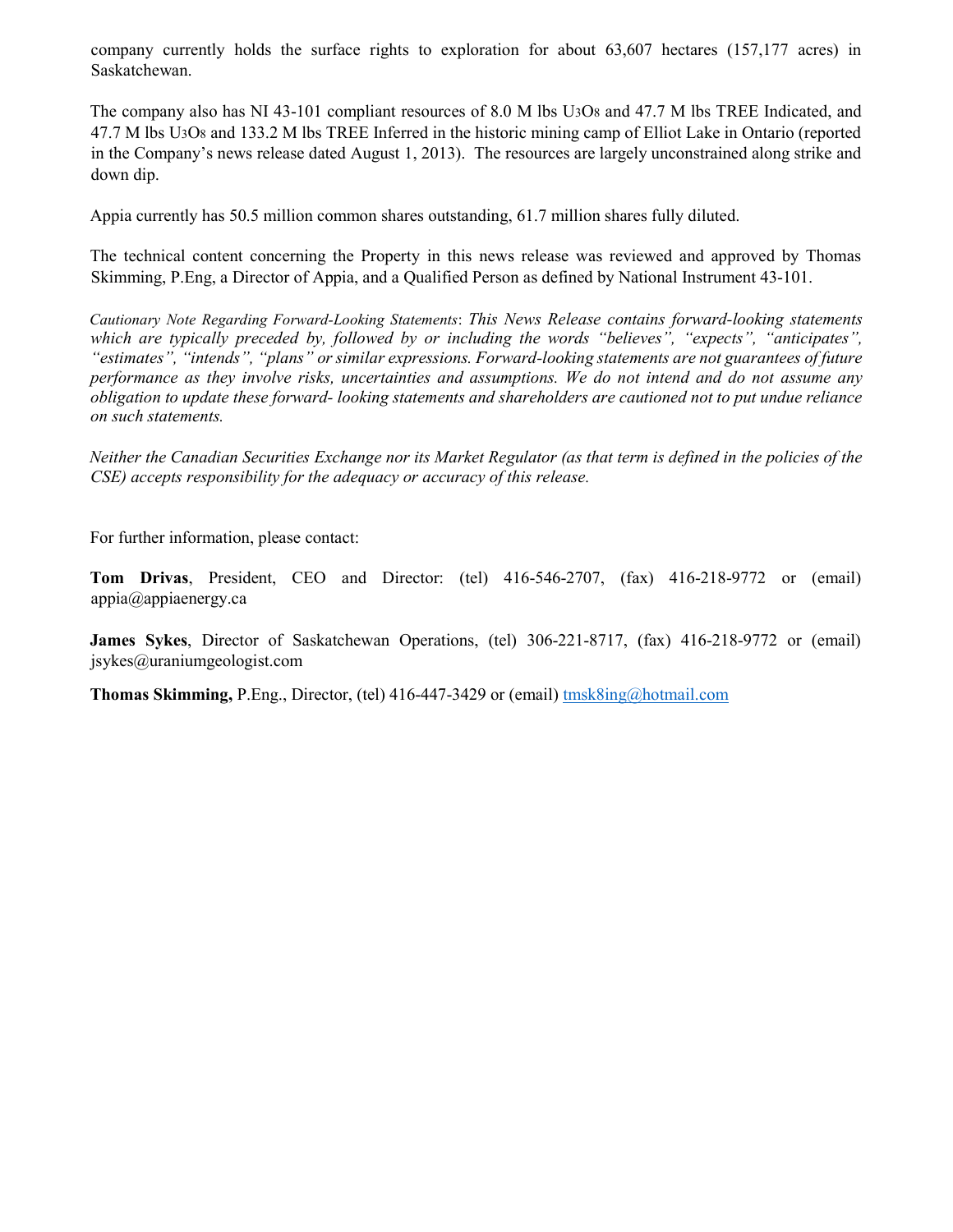company currently holds the surface rights to exploration for about 63,607 hectares (157,177 acres) in Saskatchewan.

The company also has NI 43-101 compliant resources of 8.0 M lbs $U_3O_8$ and 47.7 M lbs TREE Indicated, and 47.7 M lbs $U_3O_8$ and 133.2 M lbs TREE Inferred in the historic mining camp of Elliot Lake in Ontario (reported in the Company's news release dated August 1, 2013). The resources are largely unconstrained along strike and down dip.

Appia currently has 50.5 million common shares outstanding, 61.7 million shares fully diluted.

The technical content concerning the Property in this news release was reviewed and approved by Thomas Skimming, P.Eng, a Director of Appia, and a Qualified Person as defined by National Instrument 43-101.

*Cautionary Note Regarding Forward-Looking Statements: This News Release contains forward-looking statements which are typically preceded by, followed by or including the words "believes", "expects", "anticipates", "estimates", "intends", "plans" or similar expressions. Forward-looking statements are not guarantees of future performance as they involve risks, uncertainties and assumptions. We do not intend and do not assume any obligation to update these forward- looking statements and shareholders are cautioned not to put undue reliance on such statements.*

*Neither the Canadian Securities Exchange nor its Market Regulator (as that term is defined in the policies of the CSE) accepts responsibility for the adequacy or accuracy of this release.*

For further information, please contact:

**Tom Drivas**, President, CEO and Director: (tel) 416-546-2707, (fax) 416-218-9772 or (email) appia@appiaenergy.ca

**James Sykes**, Director of Saskatchewan Operations, (tel) 306-221-8717, (fax) 416-218-9772 or (email) jsykes@uraniumgeologist.com

**Thomas Skimming,** P.Eng., Director, (tel) 416-447-3429 or (email) tmsk8ing@hotmail.com